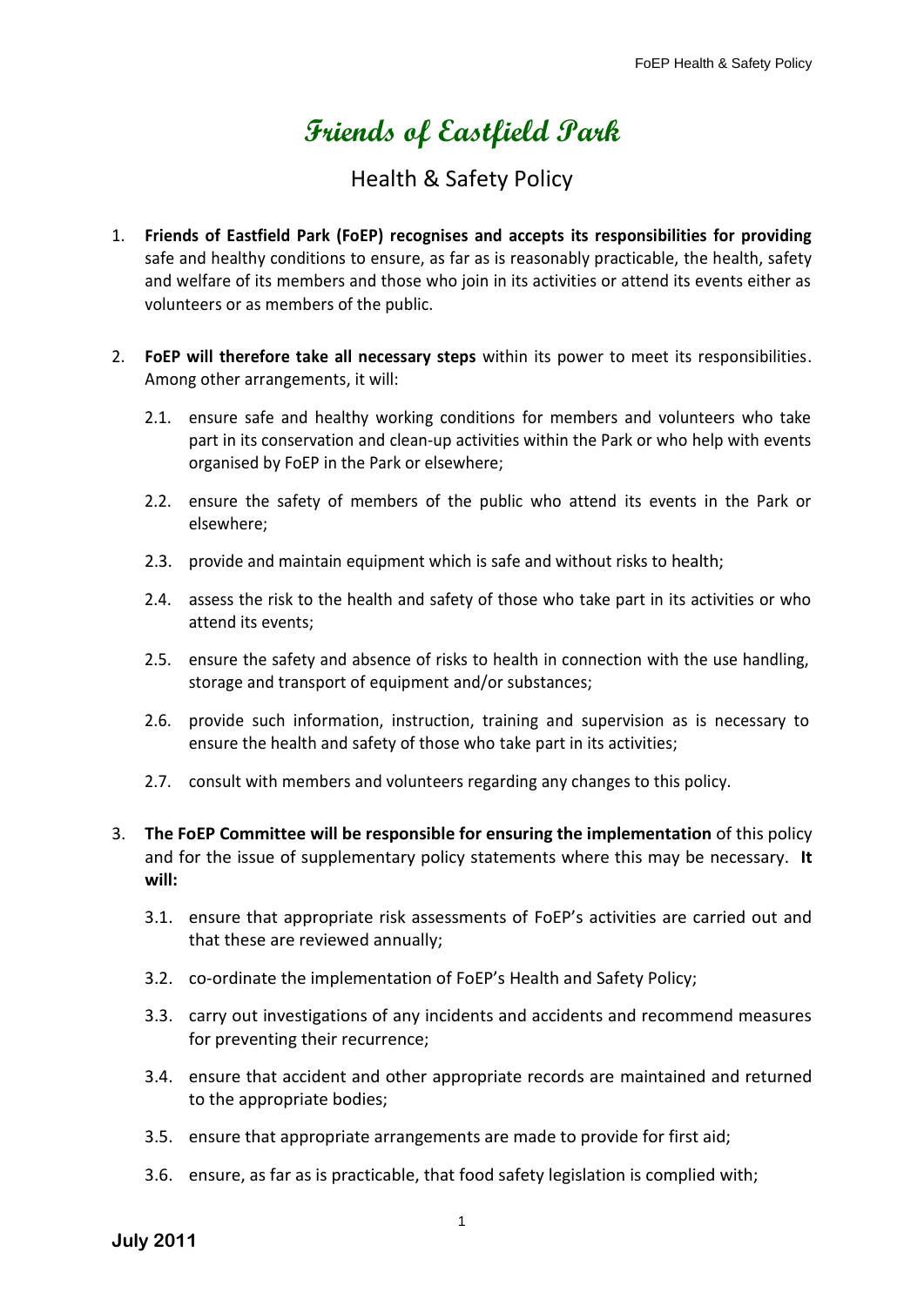# Friends of Eastfield Park

## Health & Safety Policy

1. **Friends of Eastfield Park (FoEP) recognises and accepts its responsibilities for providing** safe and healthy conditions to ensure, as far as is reasonably practicable, the health, safety and welfare of its members and those who join in its activities or attend its events either as volunteers or as members of the public.

2. **FoEP will therefore take all necessary steps** within its power to meet its responsibilities. Among other arrangements, it will:

   2.1. ensure safe and healthy working conditions for members and volunteers who take part in its conservation and clean-up activities within the Park or who help with events organised by FoEP in the Park or elsewhere;

   2.2. ensure the safety of members of the public who attend its events in the Park or elsewhere;

   2.3. provide and maintain equipment which is safe and without risks to health;

   2.4. assess the risk to the health and safety of those who take part in its activities or who attend its events;

   2.5. ensure the safety and absence of risks to health in connection with the use handling, storage and transport of equipment and/or substances;

   2.6. provide such information, instruction, training and supervision as is necessary to ensure the health and safety of those who take part in its activities;

   2.7. consult with members and volunteers regarding any changes to this policy.

3. **The FoEP Committee will be responsible for ensuring the implementation** of this policy and for the issue of supplementary policy statements where this may be necessary. **It will:**

   3.1. ensure that appropriate risk assessments of FoEP's activities are carried out and that these are reviewed annually;

   3.2. co-ordinate the implementation of FoEP's Health and Safety Policy;

   3.3. carry out investigations of any incidents and accidents and recommend measures for preventing their recurrence;

   3.4. ensure that accident and other appropriate records are maintained and returned to the appropriate bodies;

   3.5. ensure that appropriate arrangements are made to provide for first aid;

   3.6. ensure, as far as is practicable, that food safety legislation is complied with;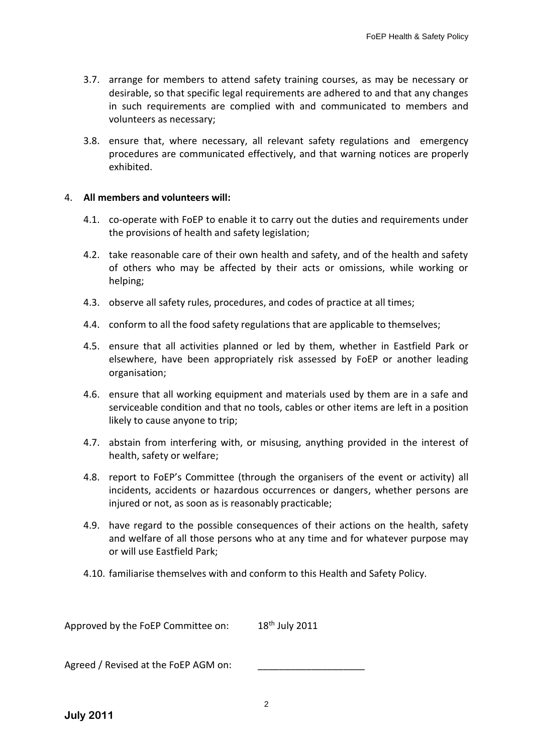3.7. arrange for members to attend safety training courses, as may be necessary or desirable, so that specific legal requirements are adhered to and that any changes in such requirements are complied with and communicated to members and volunteers as necessary;

3.8. ensure that, where necessary, all relevant safety regulations and emergency procedures are communicated effectively, and that warning notices are properly exhibited.

4. **All members and volunteers will:**

4.1. co-operate with FoEP to enable it to carry out the duties and requirements under the provisions of health and safety legislation;

4.2. take reasonable care of their own health and safety, and of the health and safety of others who may be affected by their acts or omissions, while working or helping;

4.3. observe all safety rules, procedures, and codes of practice at all times;

4.4. conform to all the food safety regulations that are applicable to themselves;

4.5. ensure that all activities planned or led by them, whether in Eastfield Park or elsewhere, have been appropriately risk assessed by FoEP or another leading organisation;

4.6. ensure that all working equipment and materials used by them are in a safe and serviceable condition and that no tools, cables or other items are left in a position likely to cause anyone to trip;

4.7. abstain from interfering with, or misusing, anything provided in the interest of health, safety or welfare;

4.8. report to FoEP's Committee (through the organisers of the event or activity) all incidents, accidents or hazardous occurrences or dangers, whether persons are injured or not, as soon as is reasonably practicable;

4.9. have regard to the possible consequences of their actions on the health, safety and welfare of all those persons who at any time and for whatever purpose may or will use Eastfield Park;

4.10. familiarise themselves with and conform to this Health and Safety Policy.

Approved by the FoEP Committee on: 18th July 2011

Agreed / Revised at the FoEP AGM on: ____________________

**July 2011**